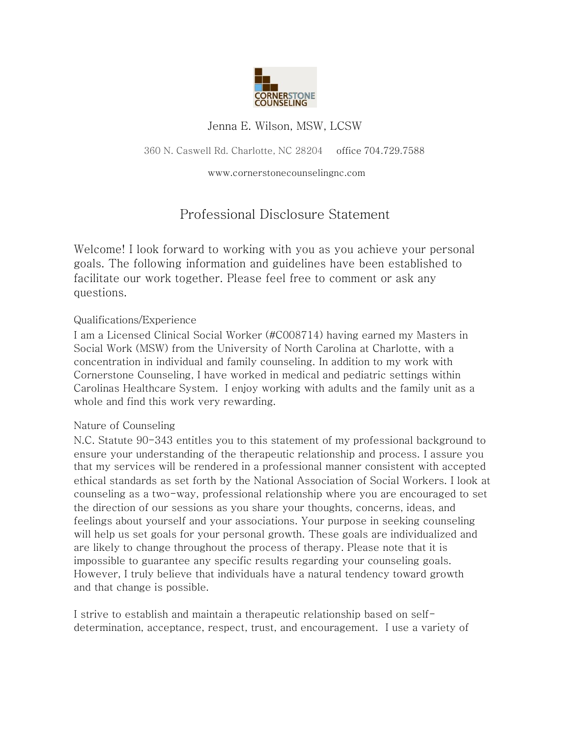CORNERSTONE COUNSELING

Jenna E. Wilson, MSW, LCSW

360 N. Caswell Rd. Charlotte, NC 28204 office 704.729.7588

www.cornerstonecounselingnc.com

# Professional Disclosure Statement

Welcome! I look forward to working with you as you achieve your personal goals. The following information and guidelines have been established to facilitate our work together. Please feel free to comment or ask any questions.

## Qualifications/Experience

I am a Licensed Clinical Social Worker (#C008714) having earned my Masters in Social Work (MSW) from the University of North Carolina at Charlotte, with a concentration in individual and family counseling. In addition to my work with Cornerstone Counseling, I have worked in medical and pediatric settings within Carolinas Healthcare System. I enjoy working with adults and the family unit as a whole and find this work very rewarding.

## Nature of Counseling

N.C. Statute 90-343 entitles you to this statement of my professional background to ensure your understanding of the therapeutic relationship and process. I assure you that my services will be rendered in a professional manner consistent with accepted ethical standards as set forth by the National Association of Social Workers. I look at counseling as a two-way, professional relationship where you are encouraged to set the direction of our sessions as you share your thoughts, concerns, ideas, and feelings about yourself and your associations. Your purpose in seeking counseling will help us set goals for your personal growth. These goals are individualized and are likely to change throughout the process of therapy. Please note that it is impossible to guarantee any specific results regarding your counseling goals. However, I truly believe that individuals have a natural tendency toward growth and that change is possible.

I strive to establish and maintain a therapeutic relationship based on self-determination, acceptance, respect, trust, and encouragement. I use a variety of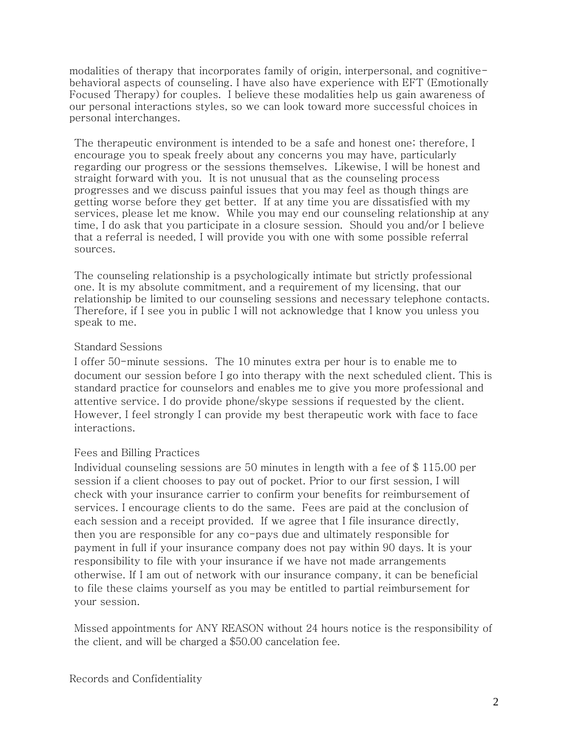modalities of therapy that incorporates family of origin, interpersonal, and cognitive-behavioral aspects of counseling. I have also have experience with EFT (Emotionally Focused Therapy) for couples. I believe these modalities help us gain awareness of our personal interactions styles, so we can look toward more successful choices in personal interchanges.

The therapeutic environment is intended to be a safe and honest one; therefore, I encourage you to speak freely about any concerns you may have, particularly regarding our progress or the sessions themselves. Likewise, I will be honest and straight forward with you. It is not unusual that as the counseling process progresses and we discuss painful issues that you may feel as though things are getting worse before they get better. If at any time you are dissatisfied with my services, please let me know. While you may end our counseling relationship at any time, I do ask that you participate in a closure session. Should you and/or I believe that a referral is needed, I will provide you with one with some possible referral sources.

The counseling relationship is a psychologically intimate but strictly professional one. It is my absolute commitment, and a requirement of my licensing, that our relationship be limited to our counseling sessions and necessary telephone contacts. Therefore, if I see you in public I will not acknowledge that I know you unless you speak to me.

## Standard Sessions

I offer 50-minute sessions. The 10 minutes extra per hour is to enable me to document our session before I go into therapy with the next scheduled client. This is standard practice for counselors and enables me to give you more professional and attentive service. I do provide phone/skype sessions if requested by the client. However, I feel strongly I can provide my best therapeutic work with face to face interactions.

## Fees and Billing Practices

Individual counseling sessions are 50 minutes in length with a fee of $ 115.00 per session if a client chooses to pay out of pocket. Prior to our first session, I will check with your insurance carrier to confirm your benefits for reimbursement of services. I encourage clients to do the same. Fees are paid at the conclusion of each session and a receipt provided. If we agree that I file insurance directly, then you are responsible for any co-pays due and ultimately responsible for payment in full if your insurance company does not pay within 90 days. It is your responsibility to file with your insurance if we have not made arrangements otherwise. If I am out of network with our insurance company, it can be beneficial to file these claims yourself as you may be entitled to partial reimbursement for your session.

Missed appointments for ANY REASON without 24 hours notice is the responsibility of the client, and will be charged a $50.00 cancelation fee.

## Records and Confidentiality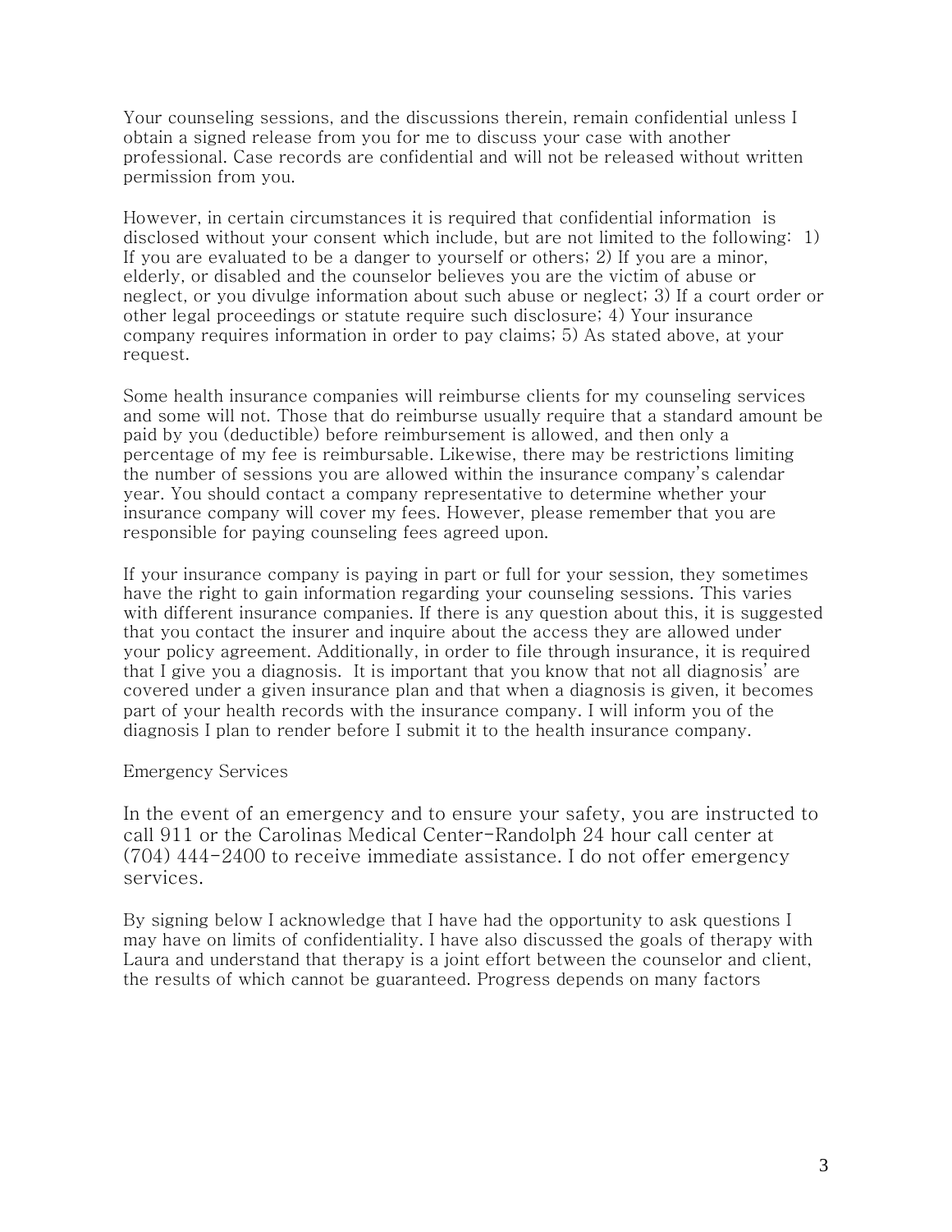Your counseling sessions, and the discussions therein, remain confidential unless I obtain a signed release from you for me to discuss your case with another professional. Case records are confidential and will not be released without written permission from you.

However, in certain circumstances it is required that confidential information is disclosed without your consent which include, but are not limited to the following: 1) If you are evaluated to be a danger to yourself or others; 2) If you are a minor, elderly, or disabled and the counselor believes you are the victim of abuse or neglect, or you divulge information about such abuse or neglect; 3) If a court order or other legal proceedings or statute require such disclosure; 4) Your insurance company requires information in order to pay claims; 5) As stated above, at your request.

Some health insurance companies will reimburse clients for my counseling services and some will not. Those that do reimburse usually require that a standard amount be paid by you (deductible) before reimbursement is allowed, and then only a percentage of my fee is reimbursable. Likewise, there may be restrictions limiting the number of sessions you are allowed within the insurance company's calendar year. You should contact a company representative to determine whether your insurance company will cover my fees. However, please remember that you are responsible for paying counseling fees agreed upon.

If your insurance company is paying in part or full for your session, they sometimes have the right to gain information regarding your counseling sessions. This varies with different insurance companies. If there is any question about this, it is suggested that you contact the insurer and inquire about the access they are allowed under your policy agreement. Additionally, in order to file through insurance, it is required that I give you a diagnosis. It is important that you know that not all diagnosis' are covered under a given insurance plan and that when a diagnosis is given, it becomes part of your health records with the insurance company. I will inform you of the diagnosis I plan to render before I submit it to the health insurance company.

Emergency Services

In the event of an emergency and to ensure your safety, you are instructed to call 911 or the Carolinas Medical Center-Randolph 24 hour call center at (704) 444-2400 to receive immediate assistance. I do not offer emergency services.

By signing below I acknowledge that I have had the opportunity to ask questions I may have on limits of confidentiality. I have also discussed the goals of therapy with Laura and understand that therapy is a joint effort between the counselor and client, the results of which cannot be guaranteed. Progress depends on many factors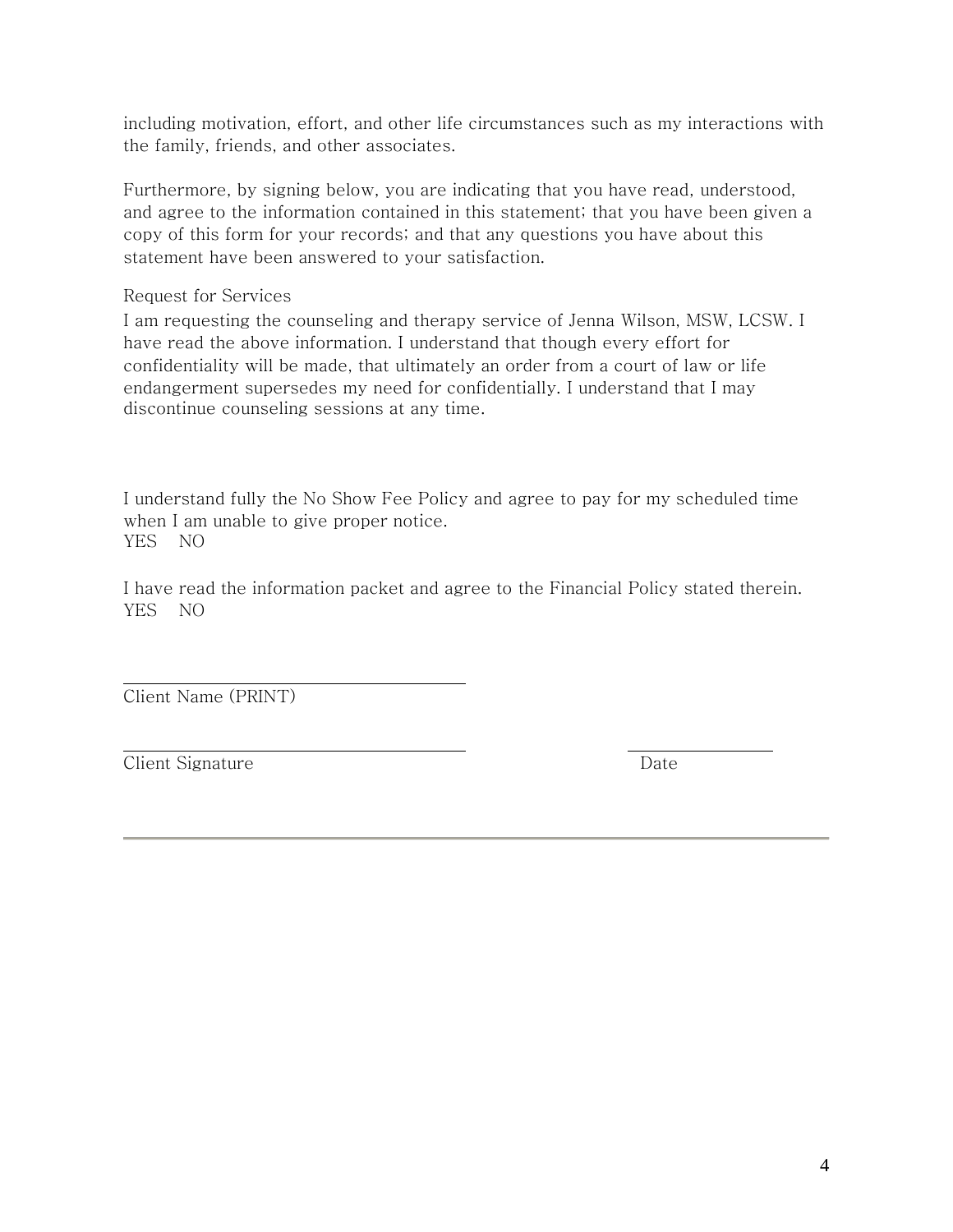including motivation, effort, and other life circumstances such as my interactions with the family, friends, and other associates.

Furthermore, by signing below, you are indicating that you have read, understood, and agree to the information contained in this statement; that you have been given a copy of this form for your records; and that any questions you have about this statement have been answered to your satisfaction.

Request for Services

I am requesting the counseling and therapy service of Jenna Wilson, MSW, LCSW. I have read the above information. I understand that though every effort for confidentiality will be made, that ultimately an order from a court of law or life endangerment supersedes my need for confidentially. I understand that I may discontinue counseling sessions at any time.

I understand fully the No Show Fee Policy and agree to pay for my scheduled time when I am unable to give proper notice.
YES NO

I have read the information packet and agree to the Financial Policy stated therein.
YES NO

\_\_\_\_\_\_\_\_\_\_\_\_\_\_\_\_\_\_\_\_\_\_\_\_\_\_\_\_\_\_\_\_\_\_\_\_
Client Name (PRINT)

\_\_\_\_\_\_\_\_\_\_\_\_\_\_\_\_\_\_\_\_\_\_\_\_\_\_\_\_\_\_\_\_\_\_\_\_ \_\_\_\_\_\_\_\_\_\_\_\_\_\_\_
Client Signature Date

---